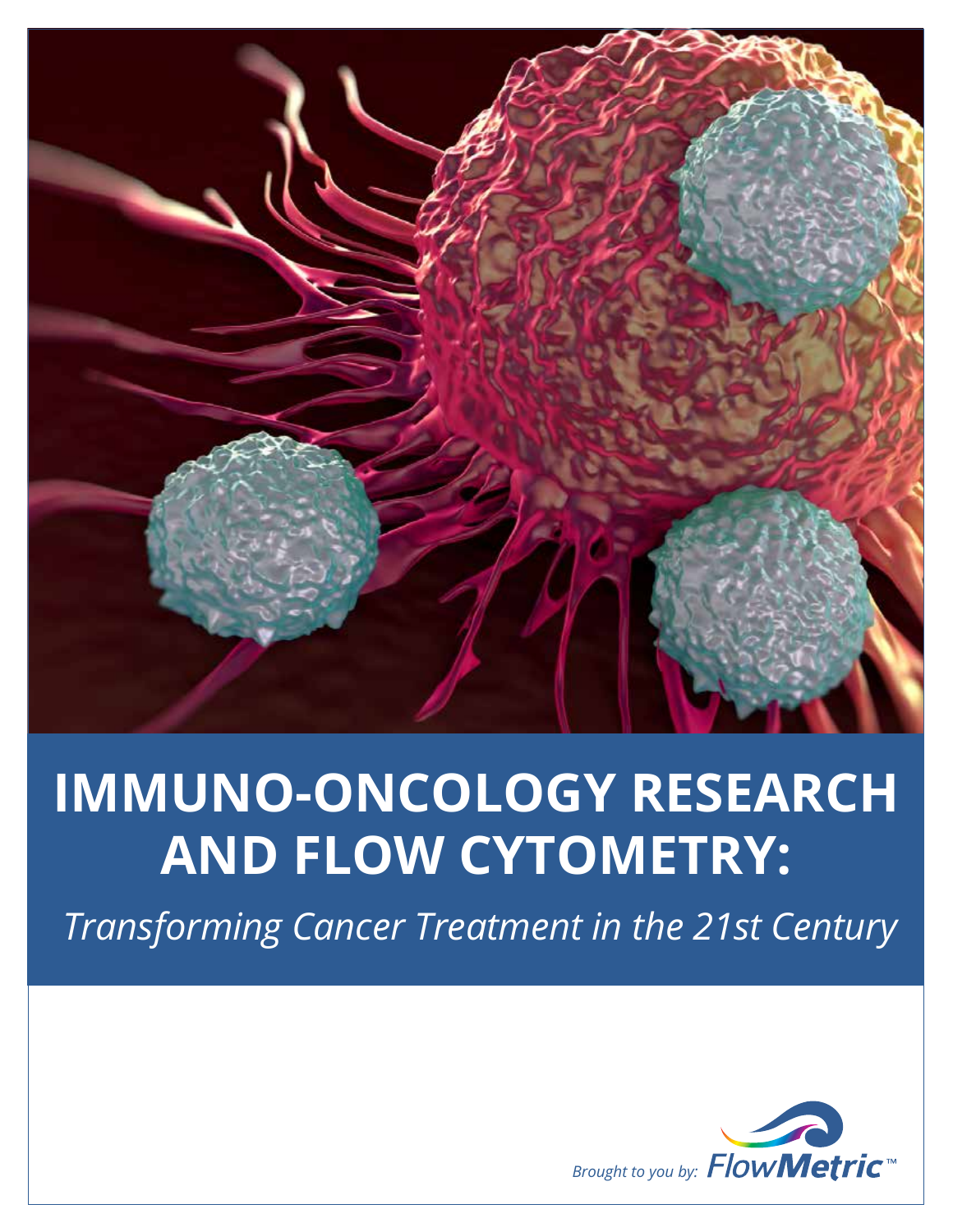# IMMUNO-ONCOLOGY RESEARCH AND FLOW CYTOMETRY:

*Transforming Cancer Treatment in the 21st Century*

*Brought to you by:* FlowMetric™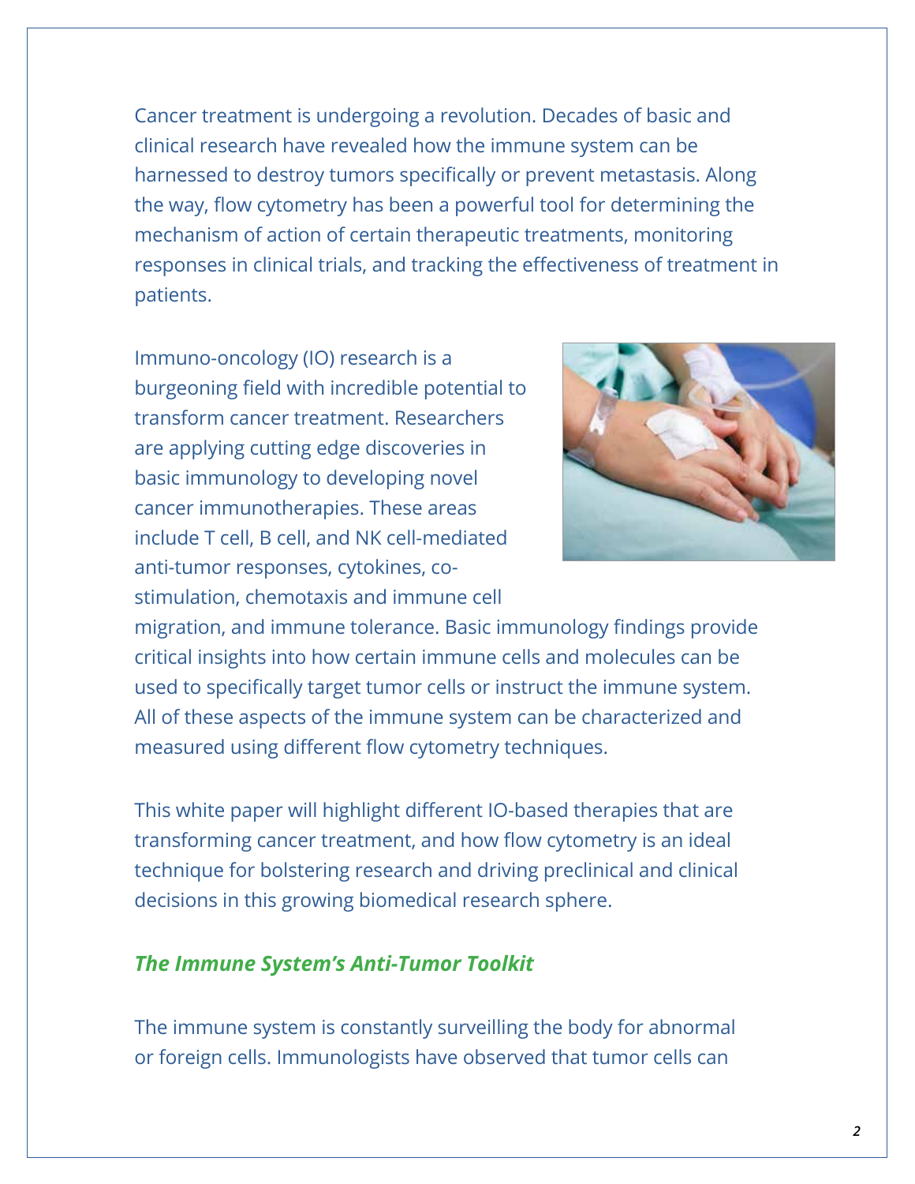Cancer treatment is undergoing a revolution. Decades of basic and clinical research have revealed how the immune system can be harnessed to destroy tumors specifically or prevent metastasis. Along the way, flow cytometry has been a powerful tool for determining the mechanism of action of certain therapeutic treatments, monitoring responses in clinical trials, and tracking the effectiveness of treatment in patients.

Immuno-oncology (IO) research is a burgeoning field with incredible potential to transform cancer treatment. Researchers are applying cutting edge discoveries in basic immunology to developing novel cancer immunotherapies. These areas include T cell, B cell, and NK cell-mediated anti-tumor responses, cytokines, co-stimulation, chemotaxis and immune cell migration, and immune tolerance. Basic immunology findings provide critical insights into how certain immune cells and molecules can be used to specifically target tumor cells or instruct the immune system. All of these aspects of the immune system can be characterized and measured using different flow cytometry techniques.

This white paper will highlight different IO-based therapies that are transforming cancer treatment, and how flow cytometry is an ideal technique for bolstering research and driving preclinical and clinical decisions in this growing biomedical research sphere.

## *The Immune System's Anti-Tumor Toolkit*

The immune system is constantly surveilling the body for abnormal or foreign cells. Immunologists have observed that tumor cells can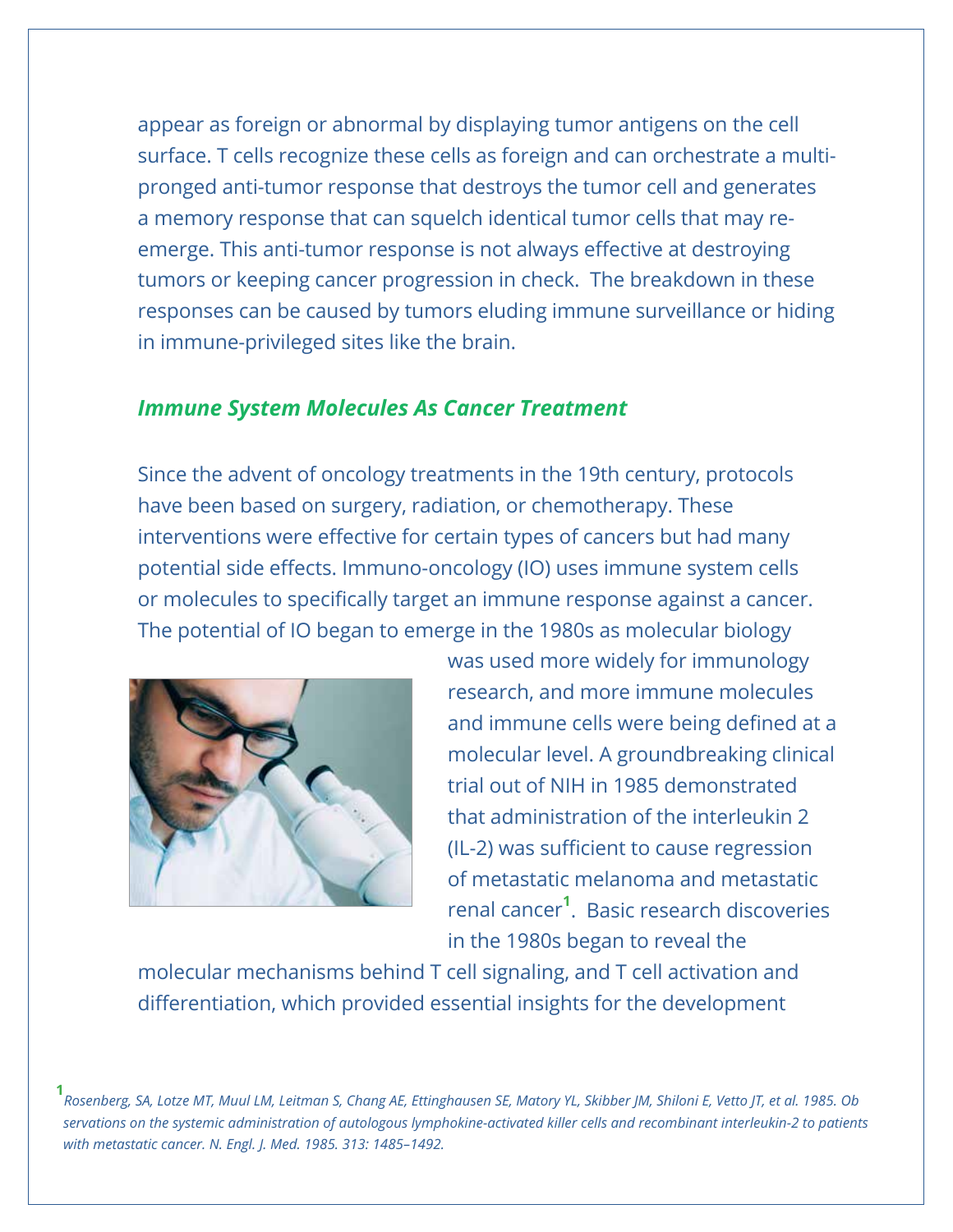appear as foreign or abnormal by displaying tumor antigens on the cell surface. T cells recognize these cells as foreign and can orchestrate a multi-pronged anti-tumor response that destroys the tumor cell and generates a memory response that can squelch identical tumor cells that may re-emerge. This anti-tumor response is not always effective at destroying tumors or keeping cancer progression in check. The breakdown in these responses can be caused by tumors eluding immune surveillance or hiding in immune-privileged sites like the brain.

## *Immune System Molecules As Cancer Treatment*

Since the advent of oncology treatments in the 19th century, protocols have been based on surgery, radiation, or chemotherapy. These interventions were effective for certain types of cancers but had many potential side effects. Immuno-oncology (IO) uses immune system cells or molecules to specifically target an immune response against a cancer. The potential of IO began to emerge in the 1980s as molecular biology was used more widely for immunology research, and more immune molecules and immune cells were being defined at a molecular level. A groundbreaking clinical trial out of NIH in 1985 demonstrated that administration of the interleukin 2 (IL-2) was sufficient to cause regression of metastatic melanoma and metastatic renal cancer[1]. Basic research discoveries in the 1980s began to reveal the molecular mechanisms behind T cell signaling, and T cell activation and differentiation, which provided essential insights for the development

[1] *Rosenberg, SA, Lotze MT, Muul LM, Leitman S, Chang AE, Ettinghausen SE, Matory YL, Skibber JM, Shiloni E, Vetto JT, et al. 1985. Ob servations on the systemic administration of autologous lymphokine-activated killer cells and recombinant interleukin-2 to patients with metastatic cancer. N. Engl. J. Med. 1985. 313: 1485–1492.*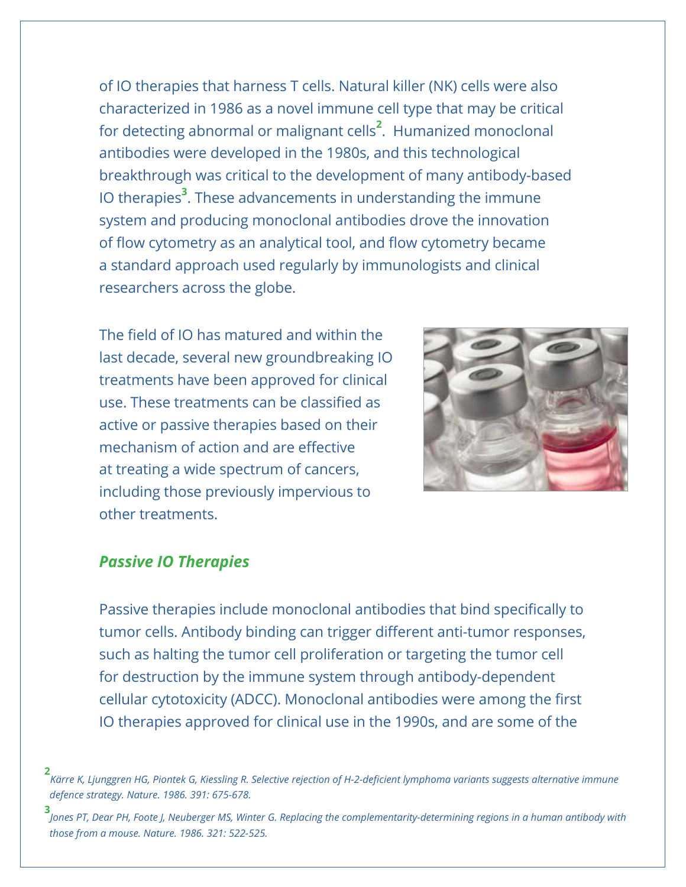of IO therapies that harness T cells. Natural killer (NK) cells were also characterized in 1986 as a novel immune cell type that may be critical for detecting abnormal or malignant cells[2]. Humanized monoclonal antibodies were developed in the 1980s, and this technological breakthrough was critical to the development of many antibody-based IO therapies[3]. These advancements in understanding the immune system and producing monoclonal antibodies drove the innovation of flow cytometry as an analytical tool, and flow cytometry became a standard approach used regularly by immunologists and clinical researchers across the globe.

The field of IO has matured and within the last decade, several new groundbreaking IO treatments have been approved for clinical use. These treatments can be classified as active or passive therapies based on their mechanism of action and are effective at treating a wide spectrum of cancers, including those previously impervious to other treatments.

## *Passive IO Therapies*

Passive therapies include monoclonal antibodies that bind specifically to tumor cells. Antibody binding can trigger different anti-tumor responses, such as halting the tumor cell proliferation or targeting the tumor cell for destruction by the immune system through antibody-dependent cellular cytotoxicity (ADCC). Monoclonal antibodies were among the first IO therapies approved for clinical use in the 1990s, and are some of the

[2] *Kärre K, Ljunggren HG, Piontek G, Kiessling R. Selective rejection of H-2-deficient lymphoma variants suggests alternative immune defence strategy. Nature. 1986. 391: 675-678.*

[3] *Jones PT, Dear PH, Foote J, Neuberger MS, Winter G. Replacing the complementarity-determining regions in a human antibody with those from a mouse. Nature. 1986. 321: 522-525.*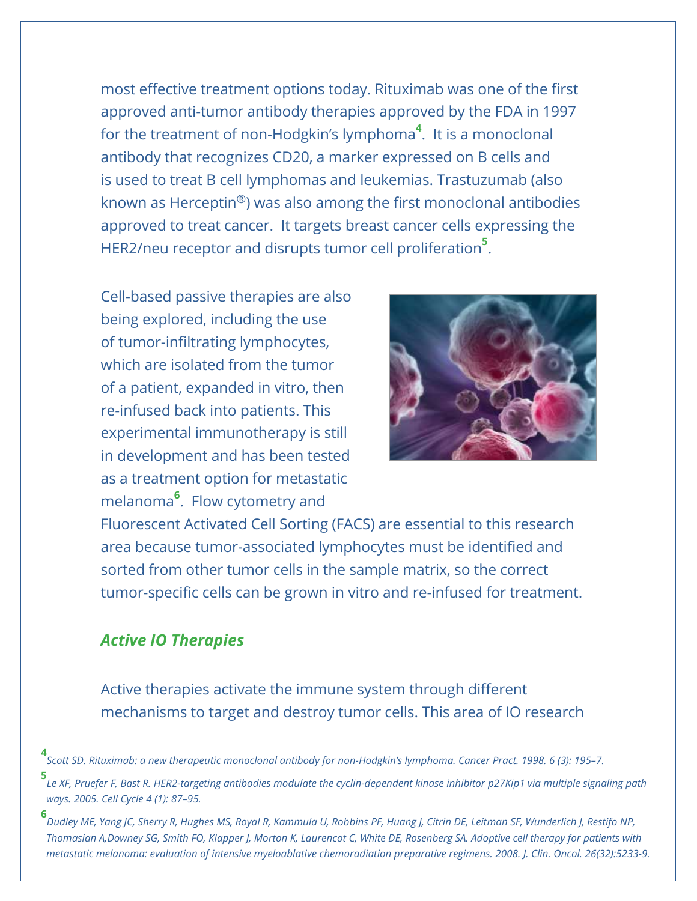most effective treatment options today. Rituximab was one of the first approved anti-tumor antibody therapies approved by the FDA in 1997 for the treatment of non-Hodgkin's lymphoma[4]. It is a monoclonal antibody that recognizes CD20, a marker expressed on B cells and is used to treat B cell lymphomas and leukemias. Trastuzumab (also known as Herceptin®) was also among the first monoclonal antibodies approved to treat cancer. It targets breast cancer cells expressing the HER2/neu receptor and disrupts tumor cell proliferation[5].

Cell-based passive therapies are also being explored, including the use of tumor-infiltrating lymphocytes, which are isolated from the tumor of a patient, expanded in vitro, then re-infused back into patients. This experimental immunotherapy is still in development and has been tested as a treatment option for metastatic melanoma[6]. Flow cytometry and Fluorescent Activated Cell Sorting (FACS) are essential to this research area because tumor-associated lymphocytes must be identified and sorted from other tumor cells in the sample matrix, so the correct tumor-specific cells can be grown in vitro and re-infused for treatment.

## *Active IO Therapies*

Active therapies activate the immune system through different mechanisms to target and destroy tumor cells. This area of IO research

[4] *Scott SD. Rituximab: a new therapeutic monoclonal antibody for non-Hodgkin's lymphoma. Cancer Pract. 1998. 6 (3): 195–7.*

[5] *Le XF, Pruefer F, Bast R. HER2-targeting antibodies modulate the cyclin-dependent kinase inhibitor p27Kip1 via multiple signaling path ways. 2005. Cell Cycle 4 (1): 87–95.*

[6] *Dudley ME, Yang JC, Sherry R, Hughes MS, Royal R, Kammula U, Robbins PF, Huang J, Citrin DE, Leitman SF, Wunderlich J, Restifo NP, Thomasian A,Downey SG, Smith FO, Klapper J, Morton K, Laurencot C, White DE, Rosenberg SA. Adoptive cell therapy for patients with metastatic melanoma: evaluation of intensive myeloablative chemoradiation preparative regimens. 2008. J. Clin. Oncol. 26(32):5233-9.*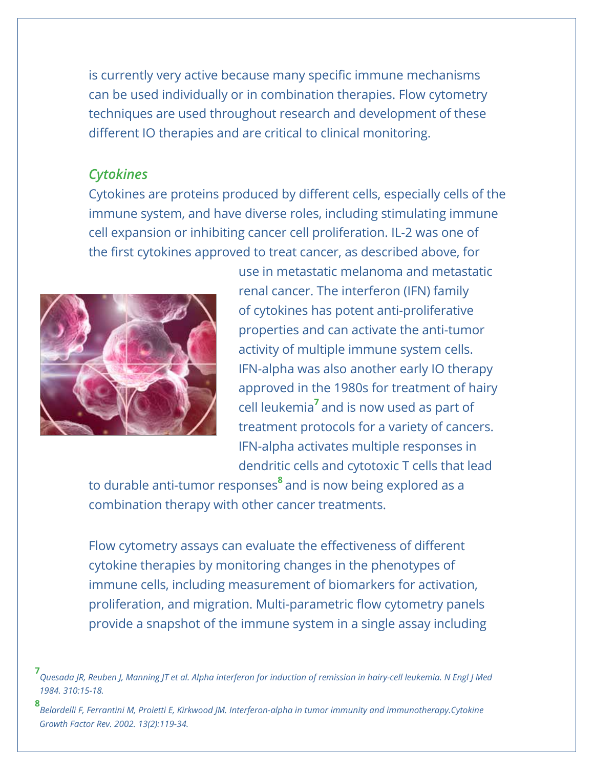is currently very active because many specific immune mechanisms can be used individually or in combination therapies. Flow cytometry techniques are used throughout research and development of these different IO therapies and are critical to clinical monitoring.

### *Cytokines*

Cytokines are proteins produced by different cells, especially cells of the immune system, and have diverse roles, including stimulating immune cell expansion or inhibiting cancer cell proliferation. IL-2 was one of the first cytokines approved to treat cancer, as described above, for use in metastatic melanoma and metastatic renal cancer. The interferon (IFN) family of cytokines has potent anti-proliferative properties and can activate the anti-tumor activity of multiple immune system cells. IFN-alpha was also another early IO therapy approved in the 1980s for treatment of hairy cell leukemia[7] and is now used as part of treatment protocols for a variety of cancers. IFN-alpha activates multiple responses in dendritic cells and cytotoxic T cells that lead to durable anti-tumor responses[8] and is now being explored as a combination therapy with other cancer treatments.

Flow cytometry assays can evaluate the effectiveness of different cytokine therapies by monitoring changes in the phenotypes of immune cells, including measurement of biomarkers for activation, proliferation, and migration. Multi-parametric flow cytometry panels provide a snapshot of the immune system in a single assay including

[7] *Quesada JR, Reuben J, Manning JT et al. Alpha interferon for induction of remission in hairy-cell leukemia. N Engl J Med 1984. 310:15-18.*

[8] *Belardelli F, Ferrantini M, Proietti E, Kirkwood JM. Interferon-alpha in tumor immunity and immunotherapy.Cytokine Growth Factor Rev. 2002. 13(2):119-34.*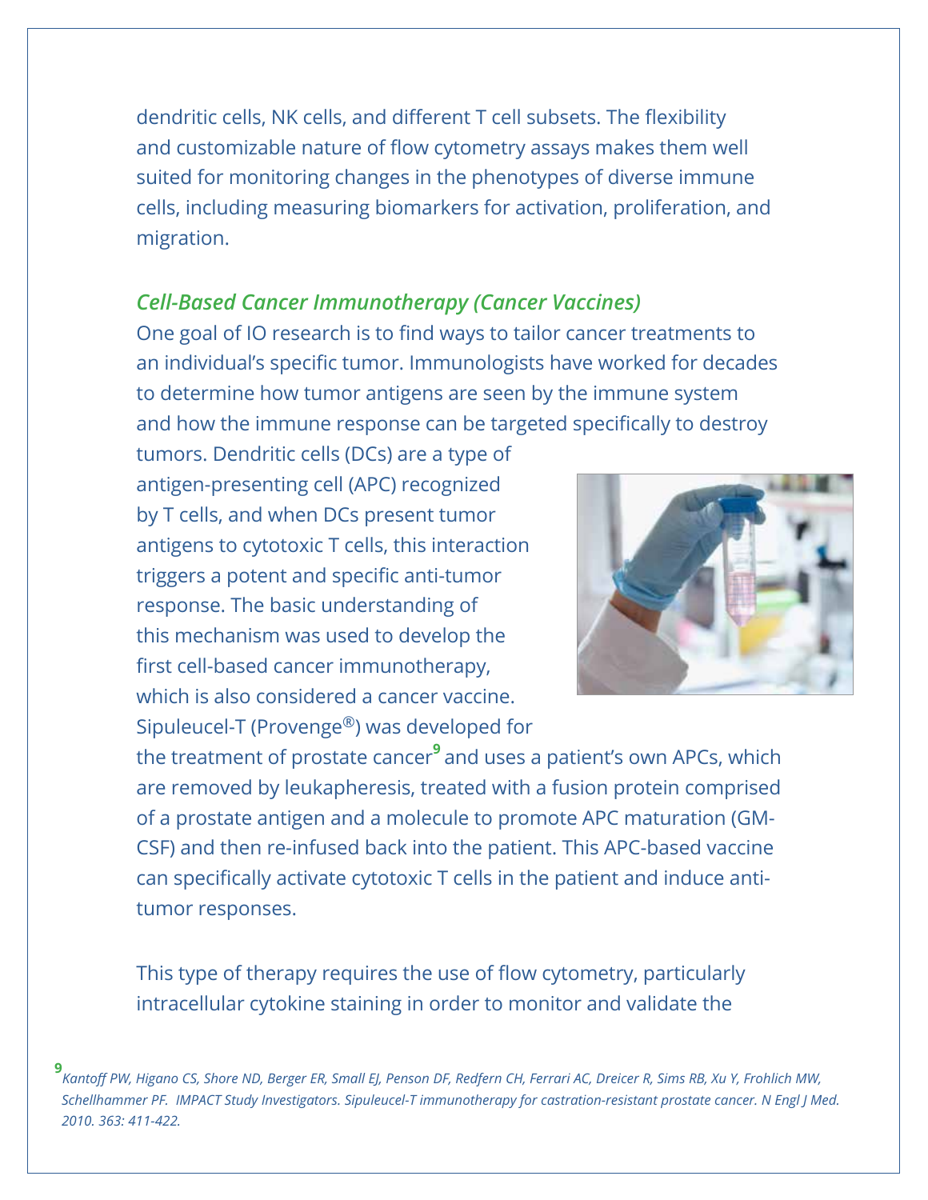dendritic cells, NK cells, and different T cell subsets. The flexibility and customizable nature of flow cytometry assays makes them well suited for monitoring changes in the phenotypes of diverse immune cells, including measuring biomarkers for activation, proliferation, and migration.

### *Cell-Based Cancer Immunotherapy (Cancer Vaccines)*

One goal of IO research is to find ways to tailor cancer treatments to an individual's specific tumor. Immunologists have worked for decades to determine how tumor antigens are seen by the immune system and how the immune response can be targeted specifically to destroy tumors. Dendritic cells (DCs) are a type of antigen-presenting cell (APC) recognized by T cells, and when DCs present tumor antigens to cytotoxic T cells, this interaction triggers a potent and specific anti-tumor response. The basic understanding of this mechanism was used to develop the first cell-based cancer immunotherapy, which is also considered a cancer vaccine. Sipuleucel-T (Provenge®) was developed for the treatment of prostate cancer[9] and uses a patient's own APCs, which are removed by leukapheresis, treated with a fusion protein comprised of a prostate antigen and a molecule to promote APC maturation (GM-CSF) and then re-infused back into the patient. This APC-based vaccine can specifically activate cytotoxic T cells in the patient and induce anti-tumor responses.

This type of therapy requires the use of flow cytometry, particularly intracellular cytokine staining in order to monitor and validate the

[9] *Kantoff PW, Higano CS, Shore ND, Berger ER, Small EJ, Penson DF, Redfern CH, Ferrari AC, Dreicer R, Sims RB, Xu Y, Frohlich MW, Schellhammer PF. IMPACT Study Investigators. Sipuleucel-T immunotherapy for castration-resistant prostate cancer. N Engl J Med. 2010. 363: 411-422.*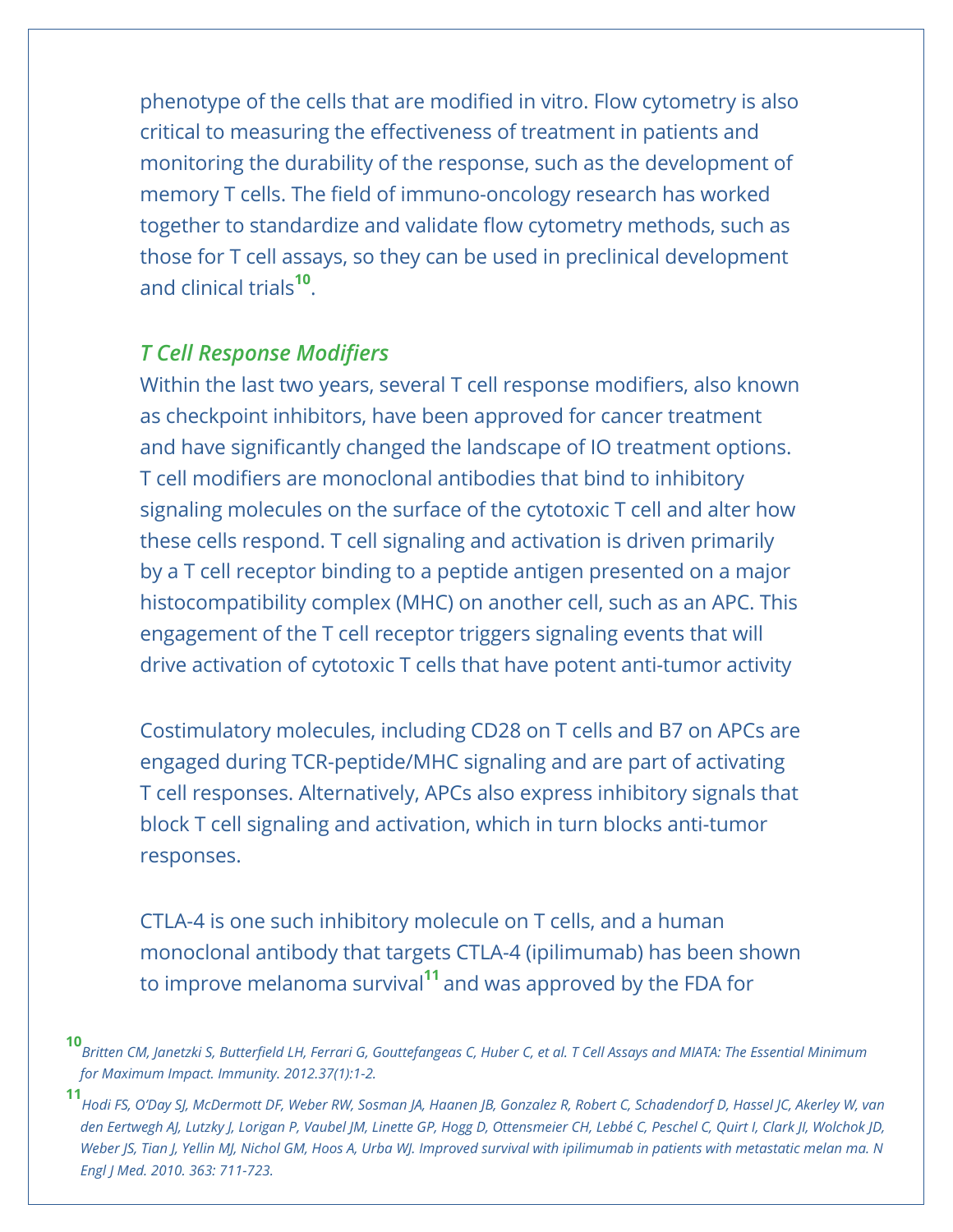phenotype of the cells that are modified in vitro. Flow cytometry is also critical to measuring the effectiveness of treatment in patients and monitoring the durability of the response, such as the development of memory T cells. The field of immuno-oncology research has worked together to standardize and validate flow cytometry methods, such as those for T cell assays, so they can be used in preclinical development and clinical trials[10].

### *T Cell Response Modifiers*

Within the last two years, several T cell response modifiers, also known as checkpoint inhibitors, have been approved for cancer treatment and have significantly changed the landscape of IO treatment options. T cell modifiers are monoclonal antibodies that bind to inhibitory signaling molecules on the surface of the cytotoxic T cell and alter how these cells respond. T cell signaling and activation is driven primarily by a T cell receptor binding to a peptide antigen presented on a major histocompatibility complex (MHC) on another cell, such as an APC. This engagement of the T cell receptor triggers signaling events that will drive activation of cytotoxic T cells that have potent anti-tumor activity

Costimulatory molecules, including CD28 on T cells and B7 on APCs are engaged during TCR-peptide/MHC signaling and are part of activating T cell responses. Alternatively, APCs also express inhibitory signals that block T cell signaling and activation, which in turn blocks anti-tumor responses.

CTLA-4 is one such inhibitory molecule on T cells, and a human monoclonal antibody that targets CTLA-4 (ipilimumab) has been shown to improve melanoma survival[11] and was approved by the FDA for

---

[10] *Britten CM, Janetzki S, Butterfield LH, Ferrari G, Gouttefangeas C, Huber C, et al. T Cell Assays and MIATA: The Essential Minimum for Maximum Impact. Immunity. 2012.37(1):1-2.*

[11] *Hodi FS, O'Day SJ, McDermott DF, Weber RW, Sosman JA, Haanen JB, Gonzalez R, Robert C, Schadendorf D, Hassel JC, Akerley W, van den Eertwegh AJ, Lutzky J, Lorigan P, Vaubel JM, Linette GP, Hogg D, Ottensmeier CH, Lebbé C, Peschel C, Quirt I, Clark JI, Wolchok JD, Weber JS, Tian J, Yellin MJ, Nichol GM, Hoos A, Urba WJ. Improved survival with ipilimumab in patients with metastatic melan ma. N Engl J Med. 2010. 363: 711-723.*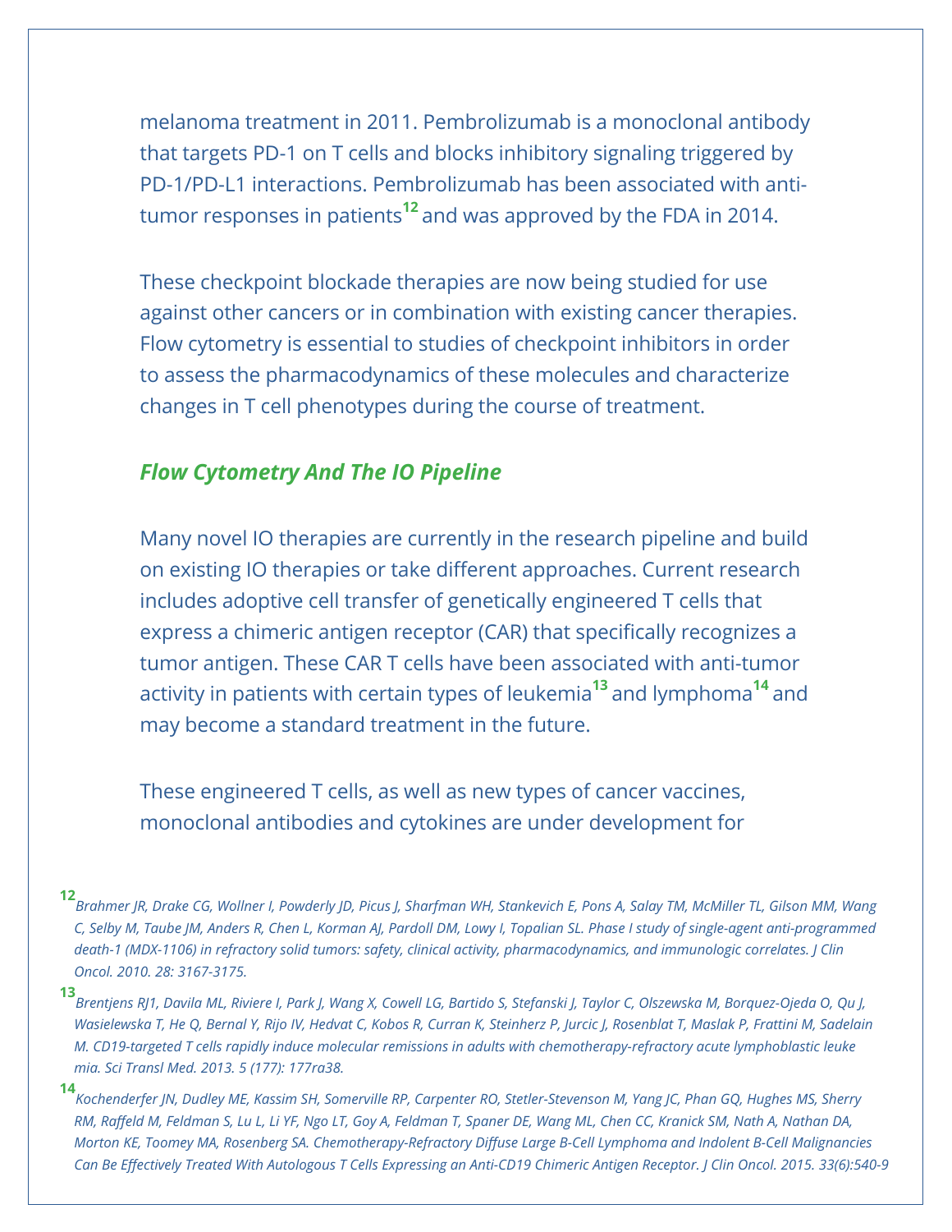melanoma treatment in 2011. Pembrolizumab is a monoclonal antibody that targets PD-1 on T cells and blocks inhibitory signaling triggered by PD-1/PD-L1 interactions. Pembrolizumab has been associated with anti-tumor responses in patients[12] and was approved by the FDA in 2014.

These checkpoint blockade therapies are now being studied for use against other cancers or in combination with existing cancer therapies. Flow cytometry is essential to studies of checkpoint inhibitors in order to assess the pharmacodynamics of these molecules and characterize changes in T cell phenotypes during the course of treatment.

### *Flow Cytometry And The IO Pipeline*

Many novel IO therapies are currently in the research pipeline and build on existing IO therapies or take different approaches. Current research includes adoptive cell transfer of genetically engineered T cells that express a chimeric antigen receptor (CAR) that specifically recognizes a tumor antigen. These CAR T cells have been associated with anti-tumor activity in patients with certain types of leukemia[13] and lymphoma[14] and may become a standard treatment in the future.

These engineered T cells, as well as new types of cancer vaccines, monoclonal antibodies and cytokines are under development for

[12] *Brahmer JR, Drake CG, Wollner I, Powderly JD, Picus J, Sharfman WH, Stankevich E, Pons A, Salay TM, McMiller TL, Gilson MM, Wang C, Selby M, Taube JM, Anders R, Chen L, Korman AJ, Pardoll DM, Lowy I, Topalian SL. Phase I study of single-agent anti-programmed death-1 (MDX-1106) in refractory solid tumors: safety, clinical activity, pharmacodynamics, and immunologic correlates. J Clin Oncol. 2010. 28: 3167-3175.*

[13] *Brentjens RJ1, Davila ML, Riviere I, Park J, Wang X, Cowell LG, Bartido S, Stefanski J, Taylor C, Olszewska M, Borquez-Ojeda O, Qu J, Wasielewska T, He Q, Bernal Y, Rijo IV, Hedvat C, Kobos R, Curran K, Steinherz P, Jurcic J, Rosenblat T, Maslak P, Frattini M, Sadelain M. CD19-targeted T cells rapidly induce molecular remissions in adults with chemotherapy-refractory acute lymphoblastic leuke mia. Sci Transl Med. 2013. 5 (177): 177ra38.*

[14] *Kochenderfer JN, Dudley ME, Kassim SH, Somerville RP, Carpenter RO, Stetler-Stevenson M, Yang JC, Phan GQ, Hughes MS, Sherry RM, Raffeld M, Feldman S, Lu L, Li YF, Ngo LT, Goy A, Feldman T, Spaner DE, Wang ML, Chen CC, Kranick SM, Nath A, Nathan DA, Morton KE, Toomey MA, Rosenberg SA. Chemotherapy-Refractory Diffuse Large B-Cell Lymphoma and Indolent B-Cell Malignancies Can Be Effectively Treated With Autologous T Cells Expressing an Anti-CD19 Chimeric Antigen Receptor. J Clin Oncol. 2015. 33(6):540-9*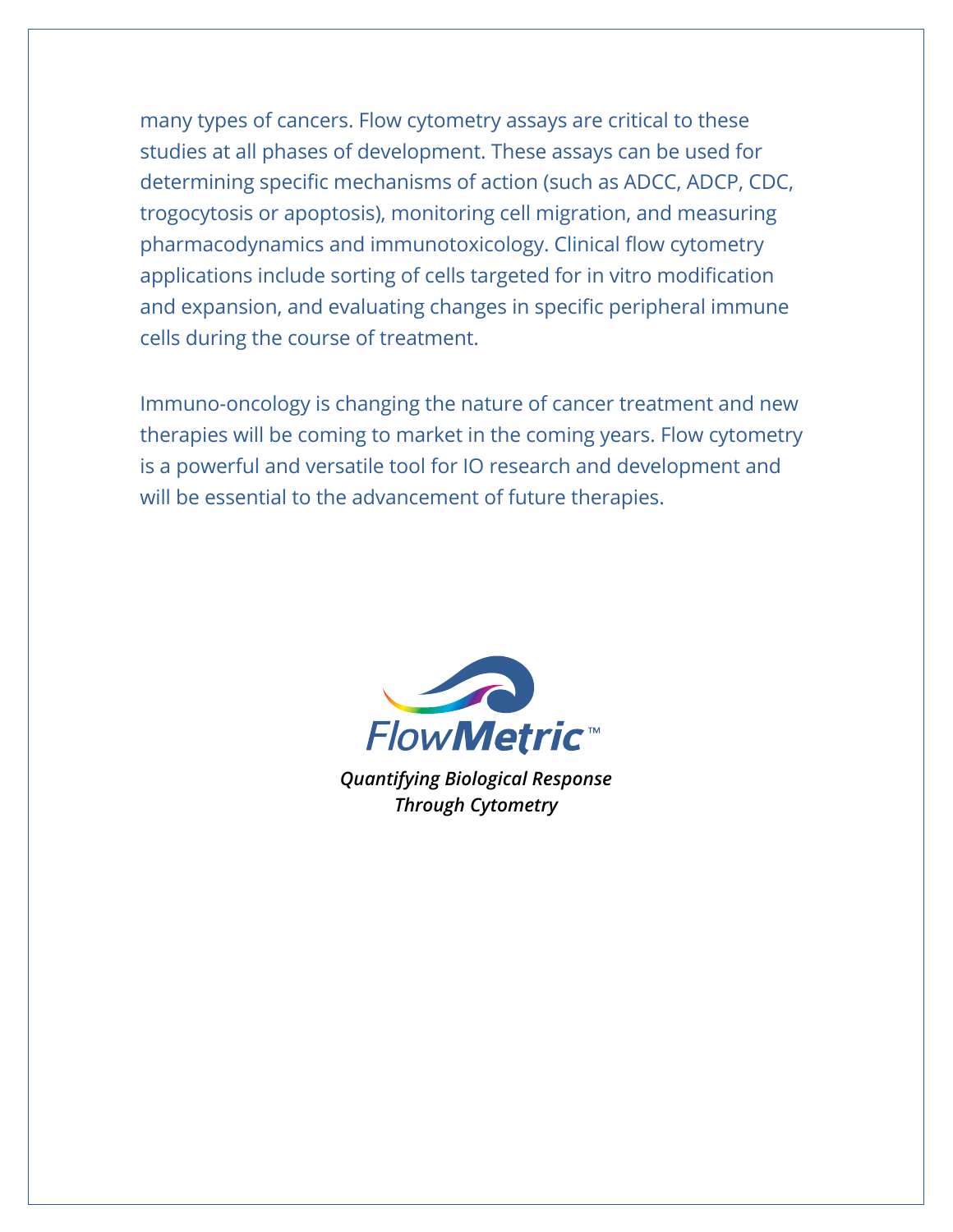many types of cancers. Flow cytometry assays are critical to these studies at all phases of development. These assays can be used for determining specific mechanisms of action (such as ADCC, ADCP, CDC, trogocytosis or apoptosis), monitoring cell migration, and measuring pharmacodynamics and immunotoxicology. Clinical flow cytometry applications include sorting of cells targeted for in vitro modification and expansion, and evaluating changes in specific peripheral immune cells during the course of treatment.

Immuno-oncology is changing the nature of cancer treatment and new therapies will be coming to market in the coming years. Flow cytometry is a powerful and versatile tool for IO research and development and will be essential to the advancement of future therapies.

FlowMetric™

***Quantifying Biological Response Through Cytometry***